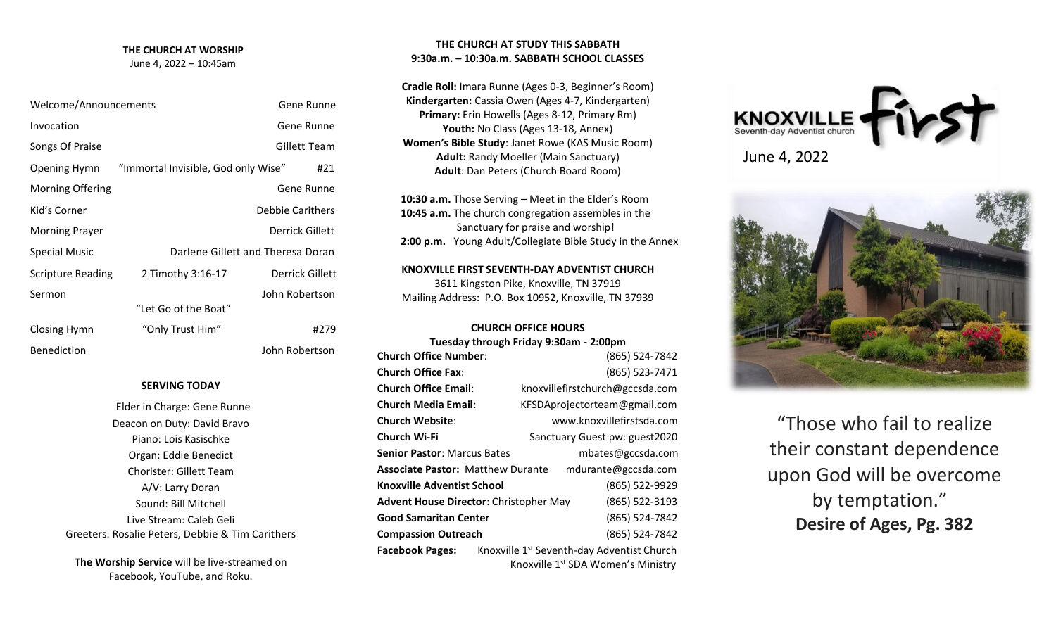**THE CHURCH AT WORSHIP**

June 4, 2022 – 10:45am

| | | |
|---|---|---|
| Welcome/Announcements | | Gene Runne |
| Invocation | | Gene Runne |
| Songs Of Praise | | Gillett Team |
| Opening Hymn | "Immortal Invisible, God only Wise" | #21 |
| Morning Offering | | Gene Runne |
| Kid's Corner | | Debbie Carithers |
| Morning Prayer | | Derrick Gillett |
| Special Music | | Darlene Gillett and Theresa Doran |
| Scripture Reading | 2 Timothy 3:16-17 | Derrick Gillett |
| Sermon | "Let Go of the Boat" | John Robertson |
| Closing Hymn | "Only Trust Him" | #279 |
| Benediction | | John Robertson |

**SERVING TODAY**

Elder in Charge: Gene Runne
Deacon on Duty: David Bravo
Piano: Lois Kasischke
Organ: Eddie Benedict
Chorister: Gillett Team
A/V: Larry Doran
Sound: Bill Mitchell
Live Stream: Caleb Geli
Greeters: Rosalie Peters, Debbie & Tim Carithers

**The Worship Service** will be live-streamed on Facebook, YouTube, and Roku.

**THE CHURCH AT STUDY THIS SABBATH**
**9:30a.m. – 10:30a.m. SABBATH SCHOOL CLASSES**

**Cradle Roll:** Imara Runne (Ages 0-3, Beginner's Room)
**Kindergarten:** Cassia Owen (Ages 4-7, Kindergarten)
**Primary:** Erin Howells (Ages 8-12, Primary Rm)
**Youth:** No Class (Ages 13-18, Annex)
**Women's Bible Study**: Janet Rowe (KAS Music Room)
**Adult:** Randy Moeller (Main Sanctuary)
**Adult**: Dan Peters (Church Board Room)

**10:30 a.m.** Those Serving – Meet in the Elder's Room
**10:45 a.m.** The church congregation assembles in the Sanctuary for praise and worship!
**2:00 p.m.** Young Adult/Collegiate Bible Study in the Annex

**KNOXVILLE FIRST SEVENTH-DAY ADVENTIST CHURCH**
3611 Kingston Pike, Knoxville, TN 37919
Mailing Address: P.O. Box 10952, Knoxville, TN 37939

**CHURCH OFFICE HOURS**
**Tuesday through Friday 9:30am - 2:00pm**

| | |
|---|---|
| **Church Office Number**: | (865) 524-7842 |
| **Church Office Fax**: | (865) 523-7471 |
| **Church Office Email**: | knoxvillefirstchurch@gccsda.com |
| **Church Media Email**: | KFSDAprojectorteam@gmail.com |
| **Church Website**: | www.knoxvillefirstsda.com |
| **Church Wi-Fi** | Sanctuary Guest pw: guest2020 |
| **Senior Pastor**: Marcus Bates | mbates@gccsda.com |
| **Associate Pastor:** Matthew Durante | mdurante@gccsda.com |
| **Knoxville Adventist School** | (865) 522-9929 |
| **Advent House Director**: Christopher May | (865) 522-3193 |
| **Good Samaritan Center** | (865) 524-7842 |
| **Compassion Outreach** | (865) 524-7842 |
| **Facebook Pages:** | Knoxville 1st Seventh-day Adventist Church; Knoxville 1st SDA Women's Ministry |

KNOXVILLE first
Seventh-day Adventist church

June 4, 2022

"Those who fail to realize their constant dependence upon God will be overcome by temptation."
**Desire of Ages, Pg. 382**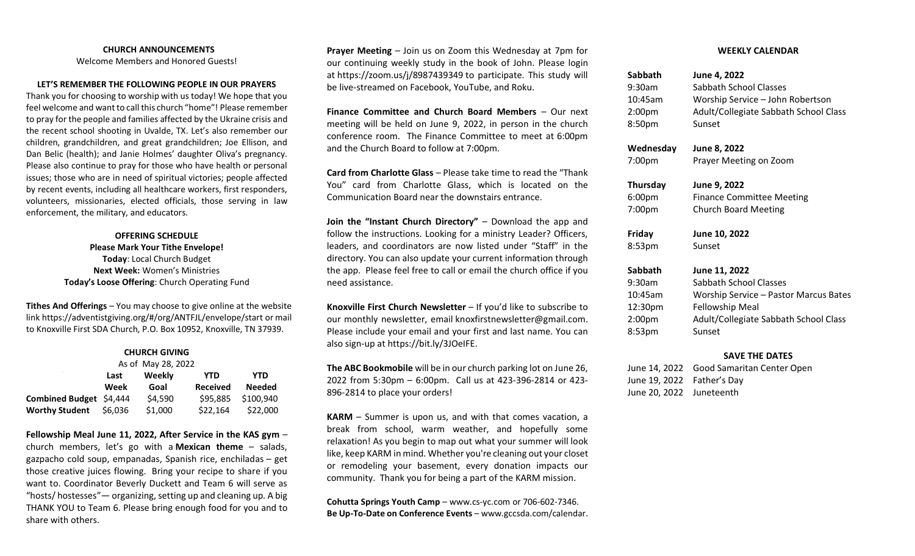## CHURCH ANNOUNCEMENTS

Welcome Members and Honored Guests!

### LET'S REMEMBER THE FOLLOWING PEOPLE IN OUR PRAYERS

Thank you for choosing to worship with us today! We hope that you feel welcome and want to call this church "home"! Please remember to pray for the people and families affected by the Ukraine crisis and the recent school shooting in Uvalde, TX. Let's also remember our children, grandchildren, and great grandchildren; Joe Ellison, and Dan Belic (health); and Janie Holmes' daughter Oliva's pregnancy. Please also continue to pray for those who have health or personal issues; those who are in need of spiritual victories; people affected by recent events, including all healthcare workers, first responders, volunteers, missionaries, elected officials, those serving in law enforcement, the military, and educators.

### OFFERING SCHEDULE

**Please Mark Your Tithe Envelope!**
**Today**: Local Church Budget
**Next Week:** Women's Ministries
**Today's Loose Offering**: Church Operating Fund

**Tithes And Offerings** – You may choose to give online at the website link https://adventistgiving.org/#/org/ANTFJL/envelope/start or mail to Knoxville First SDA Church, P.O. Box 10952, Knoxville, TN 37939.

### CHURCH GIVING

As of May 28, 2022

| | Last Week | Weekly Goal | YTD Received | YTD Needed |
|---|---|---|---|---|
| **Combined Budget** | $4,444 | $4,590 | $95,885 | $100,940 |
| **Worthy Student** | $6,036 | $1,000 | $22,164 | $22,000 |

**Fellowship Meal June 11, 2022, After Service in the KAS gym** – church members, let's go with a **Mexican theme** – salads, gazpacho cold soup, empanadas, Spanish rice, enchiladas – get those creative juices flowing. Bring your recipe to share if you want to. Coordinator Beverly Duckett and Team 6 will serve as "hosts/ hostesses"— organizing, setting up and cleaning up. A big THANK YOU to Team 6. Please bring enough food for you and to share with others.

**Prayer Meeting** – Join us on Zoom this Wednesday at 7pm for our continuing weekly study in the book of John. Please login at https://zoom.us/j/8987439349 to participate. This study will be live-streamed on Facebook, YouTube, and Roku.

**Finance Committee and Church Board Members** – Our next meeting will be held on June 9, 2022, in person in the church conference room. The Finance Committee to meet at 6:00pm and the Church Board to follow at 7:00pm.

**Card from Charlotte Glass** – Please take time to read the "Thank You" card from Charlotte Glass, which is located on the Communication Board near the downstairs entrance.

**Join the "Instant Church Directory"** – Download the app and follow the instructions. Looking for a ministry Leader? Officers, leaders, and coordinators are now listed under "Staff" in the directory. You can also update your current information through the app. Please feel free to call or email the church office if you need assistance.

**Knoxville First Church Newsletter** – If you'd like to subscribe to our monthly newsletter, email knoxfirstnewsletter@gmail.com. Please include your email and your first and last name. You can also sign-up at https://bit.ly/3JOeIFE.

**The ABC Bookmobile** will be in our church parking lot on June 26, 2022 from 5:30pm – 6:00pm. Call us at 423-396-2814 or 423-896-2814 to place your orders!

**KARM** – Summer is upon us, and with that comes vacation, a break from school, warm weather, and hopefully some relaxation! As you begin to map out what your summer will look like, keep KARM in mind. Whether you're cleaning out your closet or remodeling your basement, every donation impacts our community. Thank you for being a part of the KARM mission.

**Cohutta Springs Youth Camp** – www.cs-yc.com or 706-602-7346.
**Be Up-To-Date on Conference Events** – www.gccsda.com/calendar.

## WEEKLY CALENDAR

| | |
|---|---|
| **Sabbath** | **June 4, 2022** |
| 9:30am | Sabbath School Classes |
| 10:45am | Worship Service – John Robertson |
| 2:00pm | Adult/Collegiate Sabbath School Class |
| 8:50pm | Sunset |
| **Wednesday** | **June 8, 2022** |
| 7:00pm | Prayer Meeting on Zoom |
| **Thursday** | **June 9, 2022** |
| 6:00pm | Finance Committee Meeting |
| 7:00pm | Church Board Meeting |
| **Friday** | **June 10, 2022** |
| 8:53pm | Sunset |
| **Sabbath** | **June 11, 2022** |
| 9:30am | Sabbath School Classes |
| 10:45am | Worship Service – Pastor Marcus Bates |
| 12:30pm | Fellowship Meal |
| 2:00pm | Adult/Collegiate Sabbath School Class |
| 8:53pm | Sunset |

### SAVE THE DATES

| | |
|---|---|
| June 14, 2022 | Good Samaritan Center Open |
| June 19, 2022 | Father's Day |
| June 20, 2022 | Juneteenth |